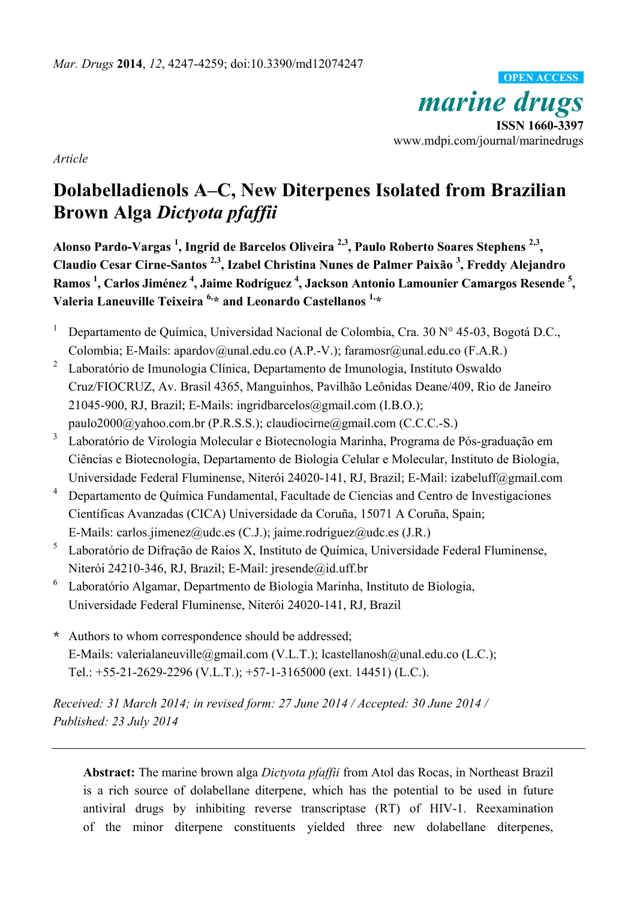*Article*

# Dolabelladienols A–C, New Diterpenes Isolated from Brazilian Brown Alga *Dictyota pfaffii*

**Alonso Pardo-Vargas [1], Ingrid de Barcelos Oliveira [2,3], Paulo Roberto Soares Stephens [2,3], Claudio Cesar Cirne-Santos [2,3], Izabel Christina Nunes de Palmer Paixão [3], Freddy Alejandro Ramos [1], Carlos Jiménez [4], Jaime Rodríguez [4], Jackson Antonio Lamounier Camargos Resende [5], Valeria Laneuville Teixeira [6,*] and Leonardo Castellanos [1,*]**

[1] Departamento de Química, Universidad Nacional de Colombia, Cra. 30 N° 45-03, Bogotá D.C., Colombia; E-Mails: apardov@unal.edu.co (A.P.-V.); faramosr@unal.edu.co (F.A.R.)

[2] Laboratório de Imunologia Clínica, Departamento de Imunologia, Instituto Oswaldo Cruz/FIOCRUZ, Av. Brasil 4365, Manguinhos, Pavilhão Leônidas Deane/409, Rio de Janeiro 21045-900, RJ, Brazil; E-Mails: ingridbarcelos@gmail.com (I.B.O.); paulo2000@yahoo.com.br (P.R.S.S.); claudiocirne@gmail.com (C.C.C.-S.)

[3] Laboratório de Virologia Molecular e Biotecnologia Marinha, Programa de Pós-graduação em Ciências e Biotecnologia, Departamento de Biologia Celular e Molecular, Instituto de Biologia, Universidade Federal Fluminense, Niterói 24020-141, RJ, Brazil; E-Mail: izabeluff@gmail.com

[4] Departamento de Química Fundamental, Facultade de Ciencias and Centro de Investigaciones Científicas Avanzadas (CICA) Universidade da Coruña, 15071 A Coruña, Spain; E-Mails: carlos.jimenez@udc.es (C.J.); jaime.rodriguez@udc.es (J.R.)

[5] Laboratório de Difração de Raios X, Instituto de Química, Universidade Federal Fluminense, Niterói 24210-346, RJ, Brazil; E-Mail: jresende@id.uff.br

[6] Laboratório Algamar, Departmento de Biologia Marinha, Instituto de Biologia, Universidade Federal Fluminense, Niterói 24020-141, RJ, Brazil

* Authors to whom correspondence should be addressed; E-Mails: valerialaneuville@gmail.com (V.L.T.); lcastellanosh@unal.edu.co (L.C.); Tel.: +55-21-2629-2296 (V.L.T.); +57-1-3165000 (ext. 14451) (L.C.).

*Received: 31 March 2014; in revised form: 27 June 2014 / Accepted: 30 June 2014 / Published: 23 July 2014*

---

**Abstract:** The marine brown alga *Dictyota pfaffii* from Atol das Rocas, in Northeast Brazil is a rich source of dolabellane diterpene, which has the potential to be used in future antiviral drugs by inhibiting reverse transcriptase (RT) of HIV-1. Reexamination of the minor diterpene constituents yielded three new dolabellane diterpenes,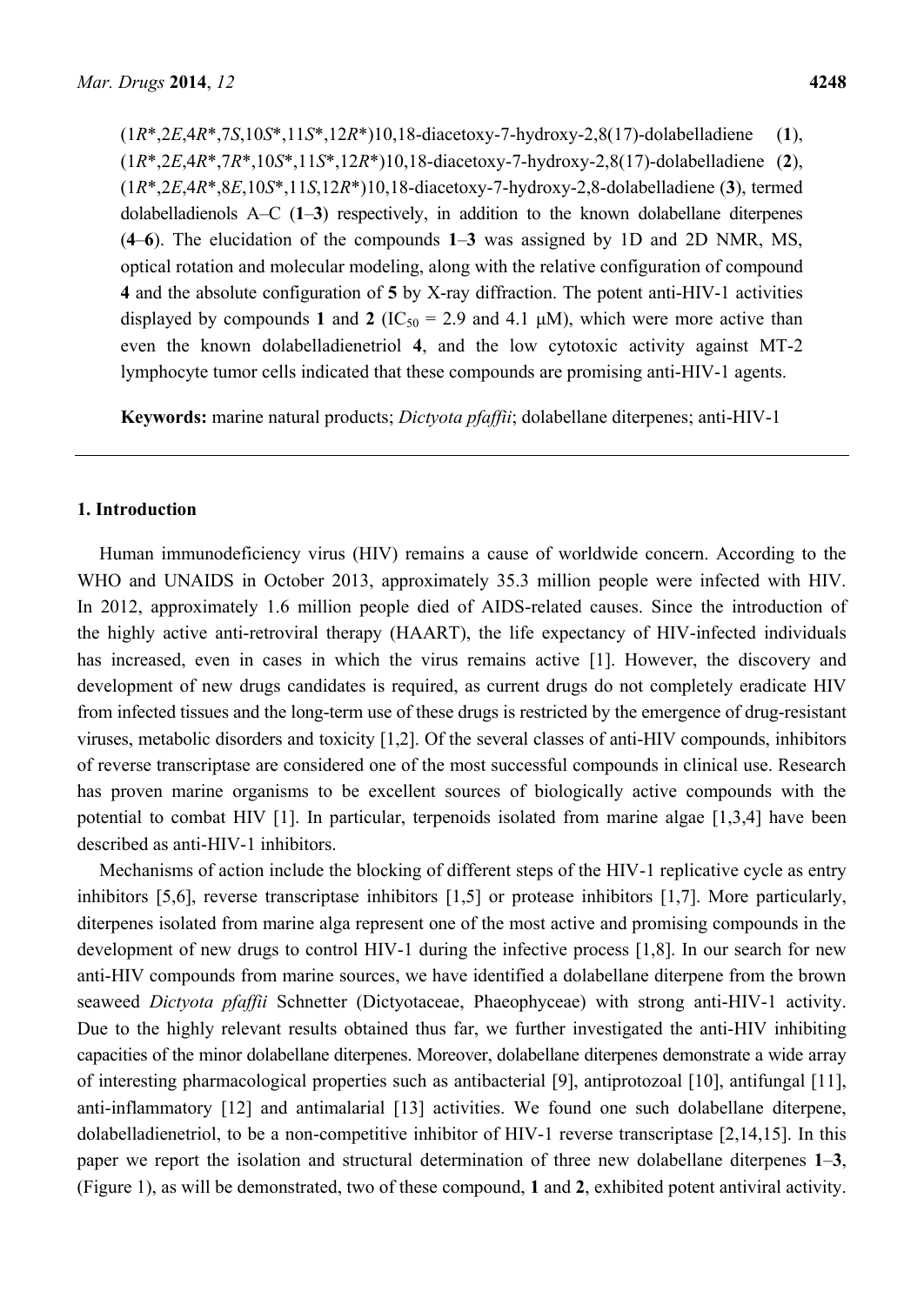(1*R**,2*E*,4*R**,7*S*,10*S**,11*S**,12*R**)10,18-diacetoxy-7-hydroxy-2,8(17)-dolabelladiene (**1**), (1*R**,2*E*,4*R**,7*R**,10*S**,11*S**,12*R**)10,18-diacetoxy-7-hydroxy-2,8(17)-dolabelladiene (**2**), (1*R**,2*E*,4*R**,8*E*,10*S**,11*S*,12*R**)10,18-diacetoxy-7-hydroxy-2,8-dolabelladiene (**3**), termed dolabelladienols A–C (**1**–**3**) respectively, in addition to the known dolabellane diterpenes (**4**–**6**). The elucidation of the compounds **1**–**3** was assigned by 1D and 2D NMR, MS, optical rotation and molecular modeling, along with the relative configuration of compound **4** and the absolute configuration of **5** by X-ray diffraction. The potent anti-HIV-1 activities displayed by compounds **1** and **2** ($IC_{50}$ = 2.9 and 4.1 μM), which were more active than even the known dolabelladienetriol **4**, and the low cytotoxic activity against MT-2 lymphocyte tumor cells indicated that these compounds are promising anti-HIV-1 agents.

**Keywords:** marine natural products; *Dictyota pfaffii*; dolabellane diterpenes; anti-HIV-1

## 1. Introduction

Human immunodeficiency virus (HIV) remains a cause of worldwide concern. According to the WHO and UNAIDS in October 2013, approximately 35.3 million people were infected with HIV. In 2012, approximately 1.6 million people died of AIDS-related causes. Since the introduction of the highly active anti-retroviral therapy (HAART), the life expectancy of HIV-infected individuals has increased, even in cases in which the virus remains active [1]. However, the discovery and development of new drugs candidates is required, as current drugs do not completely eradicate HIV from infected tissues and the long-term use of these drugs is restricted by the emergence of drug-resistant viruses, metabolic disorders and toxicity [1,2]. Of the several classes of anti-HIV compounds, inhibitors of reverse transcriptase are considered one of the most successful compounds in clinical use. Research has proven marine organisms to be excellent sources of biologically active compounds with the potential to combat HIV [1]. In particular, terpenoids isolated from marine algae [1,3,4] have been described as anti-HIV-1 inhibitors.

Mechanisms of action include the blocking of different steps of the HIV-1 replicative cycle as entry inhibitors [5,6], reverse transcriptase inhibitors [1,5] or protease inhibitors [1,7]. More particularly, diterpenes isolated from marine alga represent one of the most active and promising compounds in the development of new drugs to control HIV-1 during the infective process [1,8]. In our search for new anti-HIV compounds from marine sources, we have identified a dolabellane diterpene from the brown seaweed *Dictyota pfaffii* Schnetter (Dictyotaceae, Phaeophyceae) with strong anti-HIV-1 activity. Due to the highly relevant results obtained thus far, we further investigated the anti-HIV inhibiting capacities of the minor dolabellane diterpenes. Moreover, dolabellane diterpenes demonstrate a wide array of interesting pharmacological properties such as antibacterial [9], antiprotozoal [10], antifungal [11], anti-inflammatory [12] and antimalarial [13] activities. We found one such dolabellane diterpene, dolabelladienetriol, to be a non-competitive inhibitor of HIV-1 reverse transcriptase [2,14,15]. In this paper we report the isolation and structural determination of three new dolabellane diterpenes **1**–**3**, (Figure 1), as will be demonstrated, two of these compound, **1** and **2**, exhibited potent antiviral activity.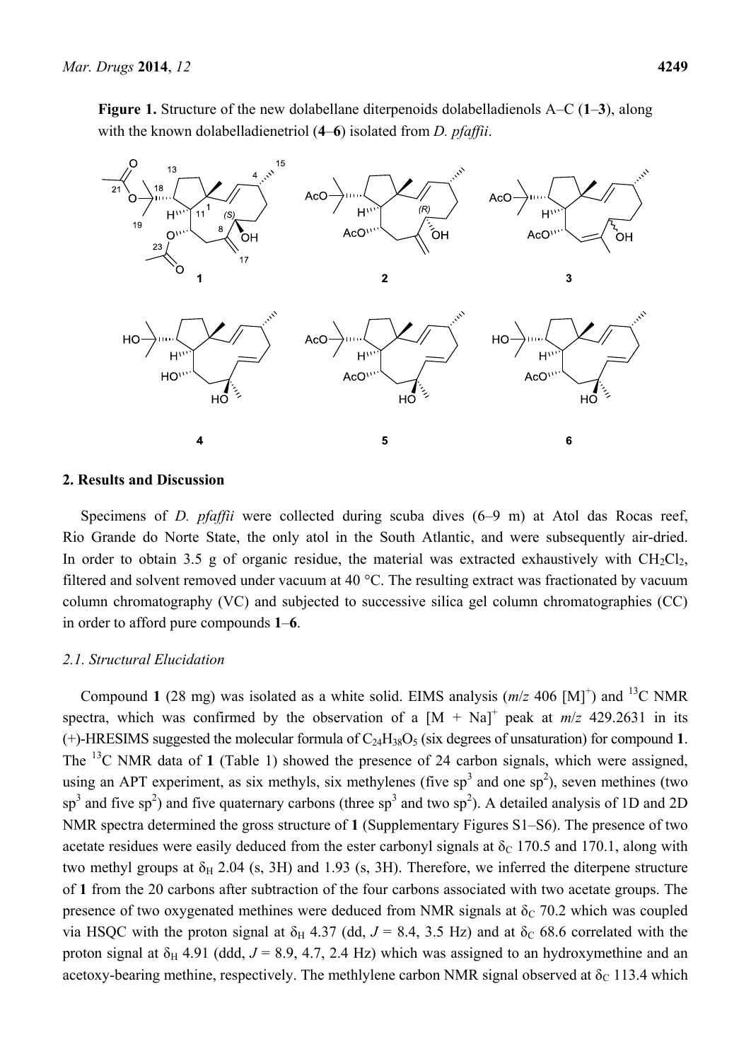**Figure 1.** Structure of the new dolabellane diterpenoids dolabelladienols A–C (**1**–**3**), along with the known dolabelladienetriol (**4**–**6**) isolated from *D. pfaffii*.

## 2. Results and Discussion

Specimens of *D. pfaffii* were collected during scuba dives (6–9 m) at Atol das Rocas reef, Rio Grande do Norte State, the only atol in the South Atlantic, and were subsequently air-dried. In order to obtain 3.5 g of organic residue, the material was extracted exhaustively with $CH_2Cl_2$, filtered and solvent removed under vacuum at 40 °C. The resulting extract was fractionated by vacuum column chromatography (VC) and subjected to successive silica gel column chromatographies (CC) in order to afford pure compounds **1**–**6**.

### 2.1. Structural Elucidation

Compound **1** (28 mg) was isolated as a white solid. EIMS analysis ($m/z$ 406 $[M]^+$) and $^{13}C$ NMR spectra, which was confirmed by the observation of a $[M + Na]^+$ peak at $m/z$ 429.2631 in its (+)-HRESIMS suggested the molecular formula of $C_{24}H_{38}O_5$ (six degrees of unsaturation) for compound **1**. The $^{13}C$ NMR data of **1** (Table 1) showed the presence of 24 carbon signals, which were assigned, using an APT experiment, as six methyls, six methylenes (five $sp^3$ and one $sp^2$), seven methines (two $sp^3$ and five $sp^2$) and five quaternary carbons (three $sp^3$ and two $sp^2$). A detailed analysis of 1D and 2D NMR spectra determined the gross structure of **1** (Supplementary Figures S1–S6). The presence of two acetate residues were easily deduced from the ester carbonyl signals at $\delta_C$ 170.5 and 170.1, along with two methyl groups at $\delta_H$ 2.04 (s, 3H) and 1.93 (s, 3H). Therefore, we inferred the diterpene structure of **1** from the 20 carbons after subtraction of the four carbons associated with two acetate groups. The presence of two oxygenated methines were deduced from NMR signals at $\delta_C$ 70.2 which was coupled via HSQC with the proton signal at $\delta_H$ 4.37 (dd, $J$ = 8.4, 3.5 Hz) and at $\delta_C$ 68.6 correlated with the proton signal at $\delta_H$ 4.91 (ddd, $J$ = 8.9, 4.7, 2.4 Hz) which was assigned to an hydroxymethine and an acetoxy-bearing methine, respectively. The methlylene carbon NMR signal observed at $\delta_C$ 113.4 which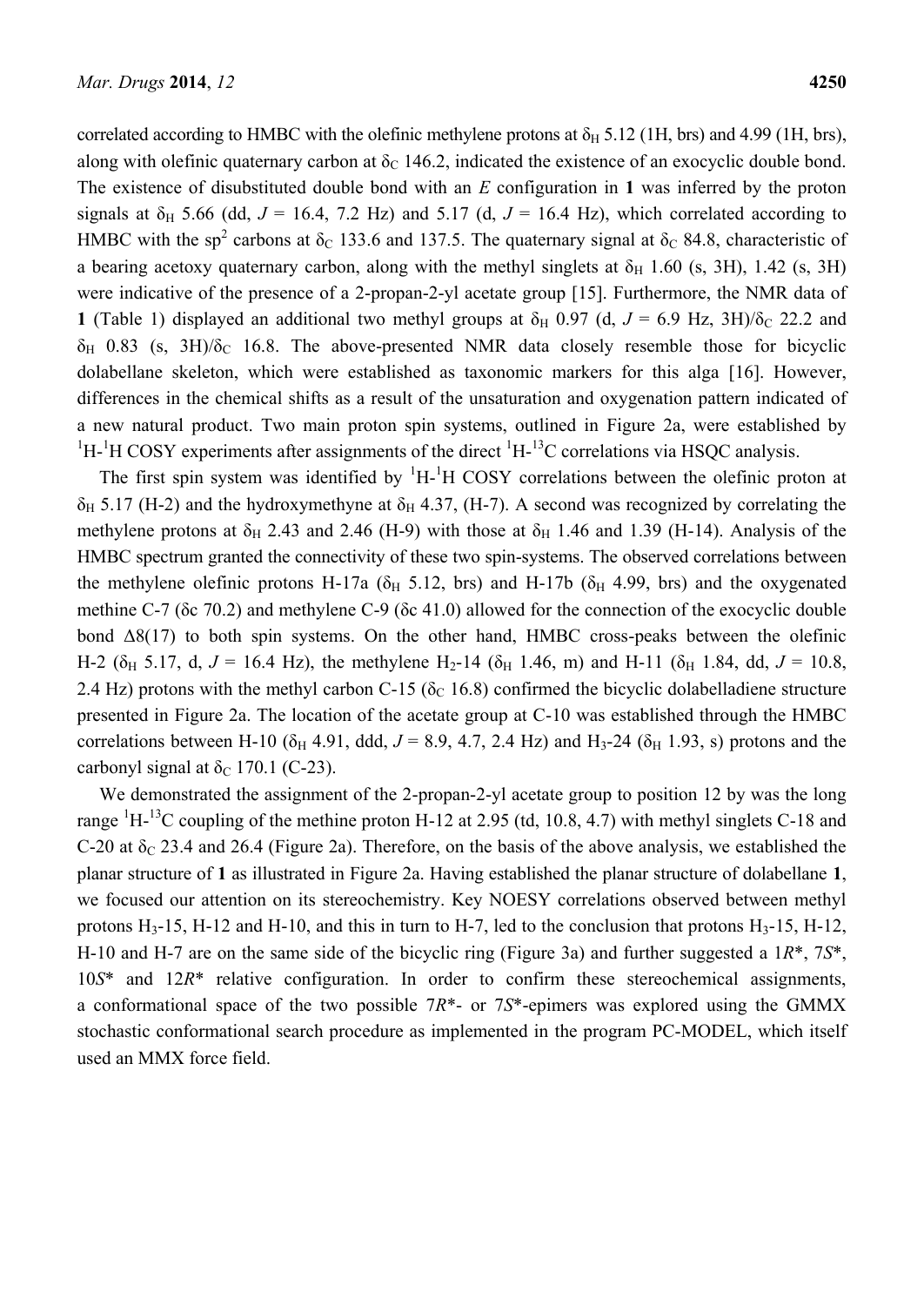correlated according to HMBC with the olefinic methylene protons at $\delta_H$ 5.12 (1H, brs) and 4.99 (1H, brs), along with olefinic quaternary carbon at $\delta_C$ 146.2, indicated the existence of an exocyclic double bond. The existence of disubstituted double bond with an *E* configuration in **1** was inferred by the proton signals at $\delta_H$ 5.66 (dd, $J$ = 16.4, 7.2 Hz) and 5.17 (d, $J$ = 16.4 Hz), which correlated according to HMBC with the sp$^2$ carbons at $\delta_C$ 133.6 and 137.5. The quaternary signal at $\delta_C$ 84.8, characteristic of a bearing acetoxy quaternary carbon, along with the methyl singlets at $\delta_H$ 1.60 (s, 3H), 1.42 (s, 3H) were indicative of the presence of a 2-propan-2-yl acetate group [15]. Furthermore, the NMR data of **1** (Table 1) displayed an additional two methyl groups at $\delta_H$ 0.97 (d, $J$ = 6.9 Hz, 3H)/$\delta_C$ 22.2 and $\delta_H$ 0.83 (s, 3H)/$\delta_C$ 16.8. The above-presented NMR data closely resemble those for bicyclic dolabellane skeleton, which were established as taxonomic markers for this alga [16]. However, differences in the chemical shifts as a result of the unsaturation and oxygenation pattern indicated of a new natural product. Two main proton spin systems, outlined in Figure 2a, were established by $^1$H-$^1$H COSY experiments after assignments of the direct $^1$H-$^{13}$C correlations via HSQC analysis.

The first spin system was identified by $^1$H-$^1$H COSY correlations between the olefinic proton at $\delta_H$ 5.17 (H-2) and the hydroxymethyne at $\delta_H$ 4.37, (H-7). A second was recognized by correlating the methylene protons at $\delta_H$ 2.43 and 2.46 (H-9) with those at $\delta_H$ 1.46 and 1.39 (H-14). Analysis of the HMBC spectrum granted the connectivity of these two spin-systems. The observed correlations between the methylene olefinic protons H-17a ($\delta_H$ 5.12, brs) and H-17b ($\delta_H$ 4.99, brs) and the oxygenated methine C-7 ($\delta$c 70.2) and methylene C-9 ($\delta$c 41.0) allowed for the connection of the exocyclic double bond $\Delta$8(17) to both spin systems. On the other hand, HMBC cross-peaks between the olefinic H-2 ($\delta_H$ 5.17, d, $J$ = 16.4 Hz), the methylene H$_2$-14 ($\delta_H$ 1.46, m) and H-11 ($\delta_H$ 1.84, dd, $J$ = 10.8, 2.4 Hz) protons with the methyl carbon C-15 ($\delta_C$ 16.8) confirmed the bicyclic dolabelladiene structure presented in Figure 2a. The location of the acetate group at C-10 was established through the HMBC correlations between H-10 ($\delta_H$ 4.91, ddd, $J$ = 8.9, 4.7, 2.4 Hz) and H$_3$-24 ($\delta_H$ 1.93, s) protons and the carbonyl signal at $\delta_C$ 170.1 (C-23).

We demonstrated the assignment of the 2-propan-2-yl acetate group to position 12 by was the long range $^1$H-$^{13}$C coupling of the methine proton H-12 at 2.95 (td, 10.8, 4.7) with methyl singlets C-18 and C-20 at $\delta_C$ 23.4 and 26.4 (Figure 2a). Therefore, on the basis of the above analysis, we established the planar structure of **1** as illustrated in Figure 2a. Having established the planar structure of dolabellane **1**, we focused our attention on its stereochemistry. Key NOESY correlations observed between methyl protons H$_3$-15, H-12 and H-10, and this in turn to H-7, led to the conclusion that protons H$_3$-15, H-12, H-10 and H-7 are on the same side of the bicyclic ring (Figure 3a) and further suggested a 1*R*\*, 7*S*\*, 10*S*\* and 12*R*\* relative configuration. In order to confirm these stereochemical assignments, a conformational space of the two possible 7*R*\*- or 7*S*\*-epimers was explored using the GMMX stochastic conformational search procedure as implemented in the program PC-MODEL, which itself used an MMX force field.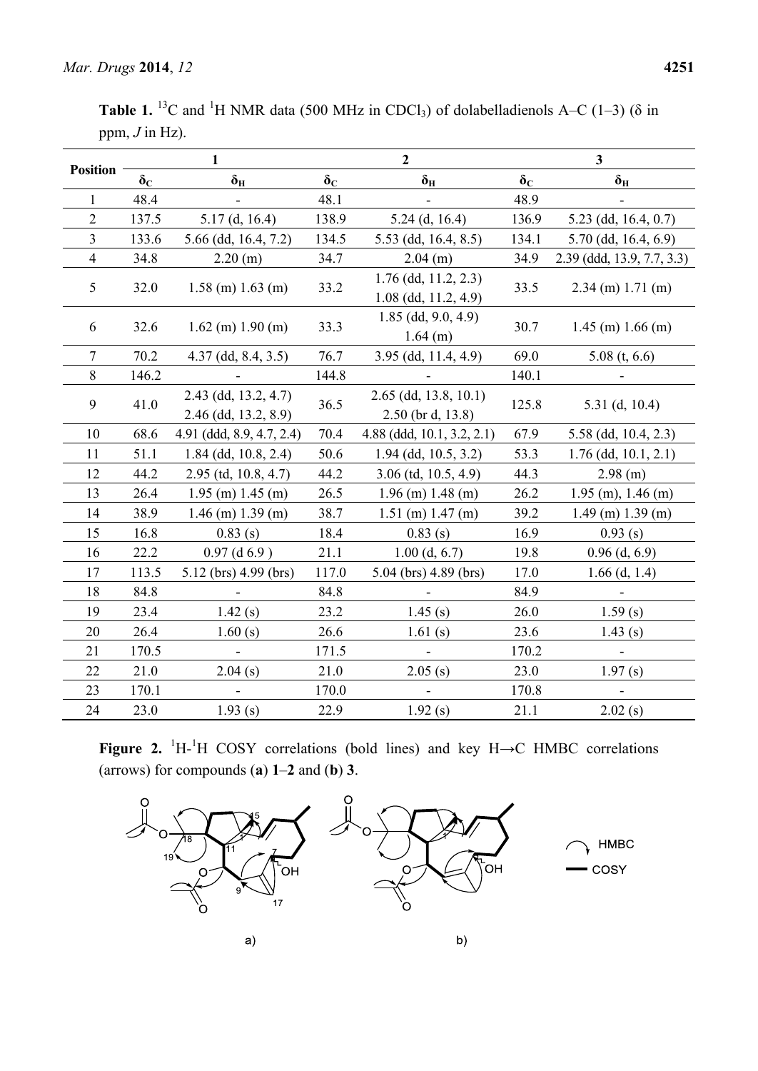**Table 1.** $^{13}C$ and $^{1}H$ NMR data (500 MHz in $CDCl_3$) of dolabelladienols A–C (**1**–**3**) (δ in ppm, *J* in Hz).

| Position | **1** | | **2** | | **3** | |
|---|---|---|---|---|---|---|
| | $\delta_C$ | $\delta_H$ | $\delta_C$ | $\delta_H$ | $\delta_C$ | $\delta_H$ |
| 1 | 48.4 | - | 48.1 | - | 48.9 | - |
| 2 | 137.5 | 5.17 (d, 16.4) | 138.9 | 5.24 (d, 16.4) | 136.9 | 5.23 (dd, 16.4, 0.7) |
| 3 | 133.6 | 5.66 (dd, 16.4, 7.2) | 134.5 | 5.53 (dd, 16.4, 8.5) | 134.1 | 5.70 (dd, 16.4, 6.9) |
| 4 | 34.8 | 2.20 (m) | 34.7 | 2.04 (m) | 34.9 | 2.39 (ddd, 13.9, 7.7, 3.3) |
| 5 | 32.0 | 1.58 (m) 1.63 (m) | 33.2 | 1.76 (dd, 11.2, 2.3) 1.08 (dd, 11.2, 4.9) | 33.5 | 2.34 (m) 1.71 (m) |
| 6 | 32.6 | 1.62 (m) 1.90 (m) | 33.3 | 1.85 (dd, 9.0, 4.9) 1.64 (m) | 30.7 | 1.45 (m) 1.66 (m) |
| 7 | 70.2 | 4.37 (dd, 8.4, 3.5) | 76.7 | 3.95 (dd, 11.4, 4.9) | 69.0 | 5.08 (t, 6.6) |
| 8 | 146.2 | - | 144.8 | - | 140.1 | - |
| 9 | 41.0 | 2.43 (dd, 13.2, 4.7) 2.46 (dd, 13.2, 8.9) | 36.5 | 2.65 (dd, 13.8, 10.1) 2.50 (br d, 13.8) | 125.8 | 5.31 (d, 10.4) |
| 10 | 68.6 | 4.91 (ddd, 8.9, 4.7, 2.4) | 70.4 | 4.88 (ddd, 10.1, 3.2, 2.1) | 67.9 | 5.58 (dd, 10.4, 2.3) |
| 11 | 51.1 | 1.84 (dd, 10.8, 2.4) | 50.6 | 1.94 (dd, 10.5, 3.2) | 53.3 | 1.76 (dd, 10.1, 2.1) |
| 12 | 44.2 | 2.95 (td, 10.8, 4.7) | 44.2 | 3.06 (td, 10.5, 4.9) | 44.3 | 2.98 (m) |
| 13 | 26.4 | 1.95 (m) 1.45 (m) | 26.5 | 1.96 (m) 1.48 (m) | 26.2 | 1.95 (m), 1.46 (m) |
| 14 | 38.9 | 1.46 (m) 1.39 (m) | 38.7 | 1.51 (m) 1.47 (m) | 39.2 | 1.49 (m) 1.39 (m) |
| 15 | 16.8 | 0.83 (s) | 18.4 | 0.83 (s) | 16.9 | 0.93 (s) |
| 16 | 22.2 | 0.97 (d 6.9 ) | 21.1 | 1.00 (d, 6.7) | 19.8 | 0.96 (d, 6.9) |
| 17 | 113.5 | 5.12 (brs) 4.99 (brs) | 117.0 | 5.04 (brs) 4.89 (brs) | 17.0 | 1.66 (d, 1.4) |
| 18 | 84.8 | - | 84.8 | - | 84.9 | - |
| 19 | 23.4 | 1.42 (s) | 23.2 | 1.45 (s) | 26.0 | 1.59 (s) |
| 20 | 26.4 | 1.60 (s) | 26.6 | 1.61 (s) | 23.6 | 1.43 (s) |
| 21 | 170.5 | - | 171.5 | - | 170.2 | - |
| 22 | 21.0 | 2.04 (s) | 21.0 | 2.05 (s) | 23.0 | 1.97 (s) |
| 23 | 170.1 | - | 170.0 | - | 170.8 | - |
| 24 | 23.0 | 1.93 (s) | 22.9 | 1.92 (s) | 21.1 | 2.02 (s) |

**Figure 2.** $^{1}H$-$^{1}H$ COSY correlations (bold lines) and key H→C HMBC correlations (arrows) for compounds (**a**) **1**–**2** and (**b**) **3**.

HMBC
COSY

a)

b)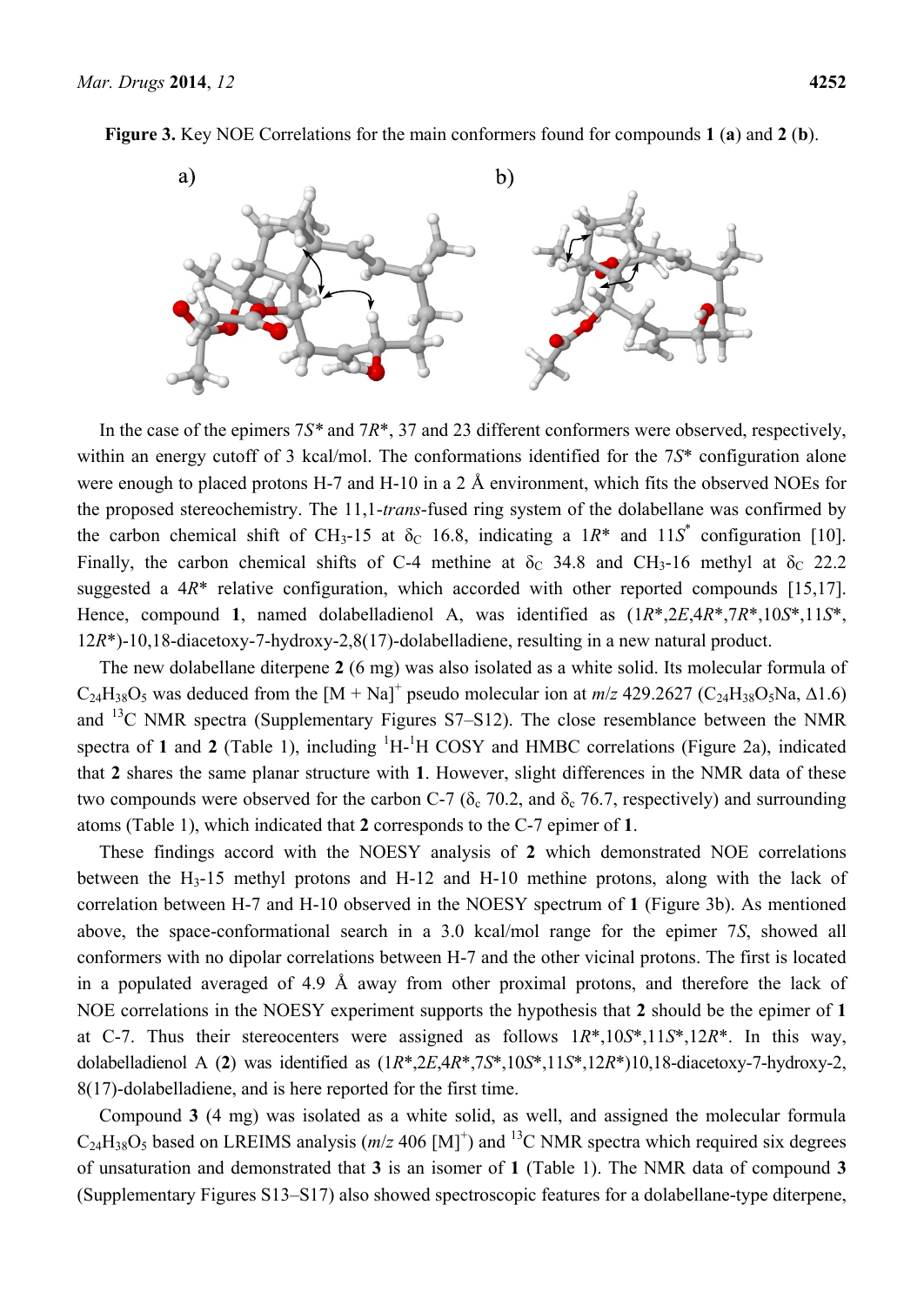**Figure 3.** Key NOE Correlations for the main conformers found for compounds **1** (**a**) and **2** (**b**).

a)

b)

In the case of the epimers 7*S** and 7*R**, 37 and 23 different conformers were observed, respectively, within an energy cutoff of 3 kcal/mol. The conformations identified for the 7*S** configuration alone were enough to placed protons H-7 and H-10 in a 2 Å environment, which fits the observed NOEs for the proposed stereochemistry. The 11,1-*trans*-fused ring system of the dolabellane was confirmed by the carbon chemical shift of $CH_3$-15 at $\delta_C$ 16.8, indicating a 1*R** and 11*S** configuration [10]. Finally, the carbon chemical shifts of C-4 methine at $\delta_C$ 34.8 and $CH_3$-16 methyl at $\delta_C$ 22.2 suggested a 4*R** relative configuration, which accorded with other reported compounds [15,17]. Hence, compound **1**, named dolabelladienol A, was identified as (1*R**,2*E*,4*R**,7*R**,10*S**,11*S**,12*R**)-10,18-diacetoxy-7-hydroxy-2,8(17)-dolabelladiene, resulting in a new natural product.

The new dolabellane diterpene **2** (6 mg) was also isolated as a white solid. Its molecular formula of $C_{24}H_{38}O_5$ was deduced from the $[M + Na]^+$ pseudo molecular ion at *m/z* 429.2627 ($C_{24}H_{38}O_5Na$, Δ1.6) and $^{13}C$ NMR spectra (Supplementary Figures S7–S12). The close resemblance between the NMR spectra of **1** and **2** (Table 1), including $^1H$-$^1H$ COSY and HMBC correlations (Figure 2a), indicated that **2** shares the same planar structure with **1**. However, slight differences in the NMR data of these two compounds were observed for the carbon C-7 ($\delta_c$ 70.2, and $\delta_c$ 76.7, respectively) and surrounding atoms (Table 1), which indicated that **2** corresponds to the C-7 epimer of **1**.

These findings accord with the NOESY analysis of **2** which demonstrated NOE correlations between the $H_3$-15 methyl protons and H-12 and H-10 methine protons, along with the lack of correlation between H-7 and H-10 observed in the NOESY spectrum of **1** (Figure 3b). As mentioned above, the space-conformational search in a 3.0 kcal/mol range for the epimer 7*S*, showed all conformers with no dipolar correlations between H-7 and the other vicinal protons. The first is located in a populated averaged of 4.9 Å away from other proximal protons, and therefore the lack of NOE correlations in the NOESY experiment supports the hypothesis that **2** should be the epimer of **1** at C-7. Thus their stereocenters were assigned as follows 1*R**,10*S**,11*S**,12*R**. In this way, dolabelladienol A (**2**) was identified as (1*R**,2*E*,4*R**,7*S**,10*S**,11*S**,12*R**)10,18-diacetoxy-7-hydroxy-2, 8(17)-dolabelladiene, and is here reported for the first time.

Compound **3** (4 mg) was isolated as a white solid, as well, and assigned the molecular formula $C_{24}H_{38}O_5$ based on LREIMS analysis (*m/z* 406 $[M]^+$) and $^{13}C$ NMR spectra which required six degrees of unsaturation and demonstrated that **3** is an isomer of **1** (Table 1). The NMR data of compound **3** (Supplementary Figures S13–S17) also showed spectroscopic features for a dolabellane-type diterpene,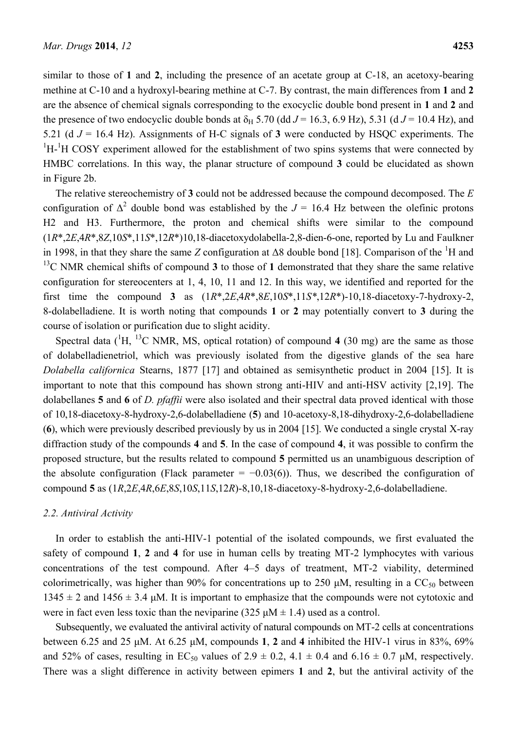similar to those of **1** and **2**, including the presence of an acetate group at C-18, an acetoxy-bearing methine at C-10 and a hydroxyl-bearing methine at C-7. By contrast, the main differences from **1** and **2** are the absence of chemical signals corresponding to the exocyclic double bond present in **1** and **2** and the presence of two endocyclic double bonds at $\delta_H$ 5.70 (dd $J$ = 16.3, 6.9 Hz), 5.31 (d $J$ = 10.4 Hz), and 5.21 (d $J$ = 16.4 Hz). Assignments of H-C signals of **3** were conducted by HSQC experiments. The $^1$H-$^1$H COSY experiment allowed for the establishment of two spins systems that were connected by HMBC correlations. In this way, the planar structure of compound **3** could be elucidated as shown in Figure 2b.

The relative stereochemistry of **3** could not be addressed because the compound decomposed. The *E* configuration of $\Delta^2$ double bond was established by the $J$ = 16.4 Hz between the olefinic protons H2 and H3. Furthermore, the proton and chemical shifts were similar to the compound (1*R*\*,2*E*,4*R*\*,8*Z*,10*S*\*,11*S*\*,12*R*\*)10,18-diacetoxydolabella-2,8-dien-6-one, reported by Lu and Faulkner in 1998, in that they share the same *Z* configuration at Δ8 double bond [18]. Comparison of the $^1$H and $^{13}$C NMR chemical shifts of compound **3** to those of **1** demonstrated that they share the same relative configuration for stereocenters at 1, 4, 10, 11 and 12. In this way, we identified and reported for the first time the compound **3** as (1*R*\*,2*E*,4*R*\*,8*E*,10*S*\*,11*S*\*,12*R*\*)-10,18-diacetoxy-7-hydroxy-2, 8-dolabelladiene. It is worth noting that compounds **1** or **2** may potentially convert to **3** during the course of isolation or purification due to slight acidity.

Spectral data ($^1$H, $^{13}$C NMR, MS, optical rotation) of compound **4** (30 mg) are the same as those of dolabelladienetriol, which was previously isolated from the digestive glands of the sea hare *Dolabella californica* Stearns, 1877 [17] and obtained as semisynthetic product in 2004 [15]. It is important to note that this compound has shown strong anti-HIV and anti-HSV activity [2,19]. The dolabellanes **5** and **6** of *D. pfaffii* were also isolated and their spectral data proved identical with those of 10,18-diacetoxy-8-hydroxy-2,6-dolabelladiene (**5**) and 10-acetoxy-8,18-dihydroxy-2,6-dolabelladiene (**6**), which were previously described previously by us in 2004 [15]. We conducted a single crystal X-ray diffraction study of the compounds **4** and **5**. In the case of compound **4**, it was possible to confirm the proposed structure, but the results related to compound **5** permitted us an unambiguous description of the absolute configuration (Flack parameter = −0.03(6)). Thus, we described the configuration of compound **5** as (1*R*,2*E*,4*R*,6*E*,8*S*,10*S*,11*S*,12*R*)-8,10,18-diacetoxy-8-hydroxy-2,6-dolabelladiene.

### 2.2. Antiviral Activity

In order to establish the anti-HIV-1 potential of the isolated compounds, we first evaluated the safety of compound **1**, **2** and **4** for use in human cells by treating MT-2 lymphocytes with various concentrations of the test compound. After 4–5 days of treatment, MT-2 viability, determined colorimetrically, was higher than 90% for concentrations up to 250 μM, resulting in a $CC_{50}$ between 1345 ± 2 and 1456 ± 3.4 μM. It is important to emphasize that the compounds were not cytotoxic and were in fact even less toxic than the neviparine (325 μM ± 1.4) used as a control.

Subsequently, we evaluated the antiviral activity of natural compounds on MT-2 cells at concentrations between 6.25 and 25 μM. At 6.25 μM, compounds **1**, **2** and **4** inhibited the HIV-1 virus in 83%, 69% and 52% of cases, resulting in $EC_{50}$ values of 2.9 ± 0.2, 4.1 ± 0.4 and 6.16 ± 0.7 μM, respectively. There was a slight difference in activity between epimers **1** and **2**, but the antiviral activity of the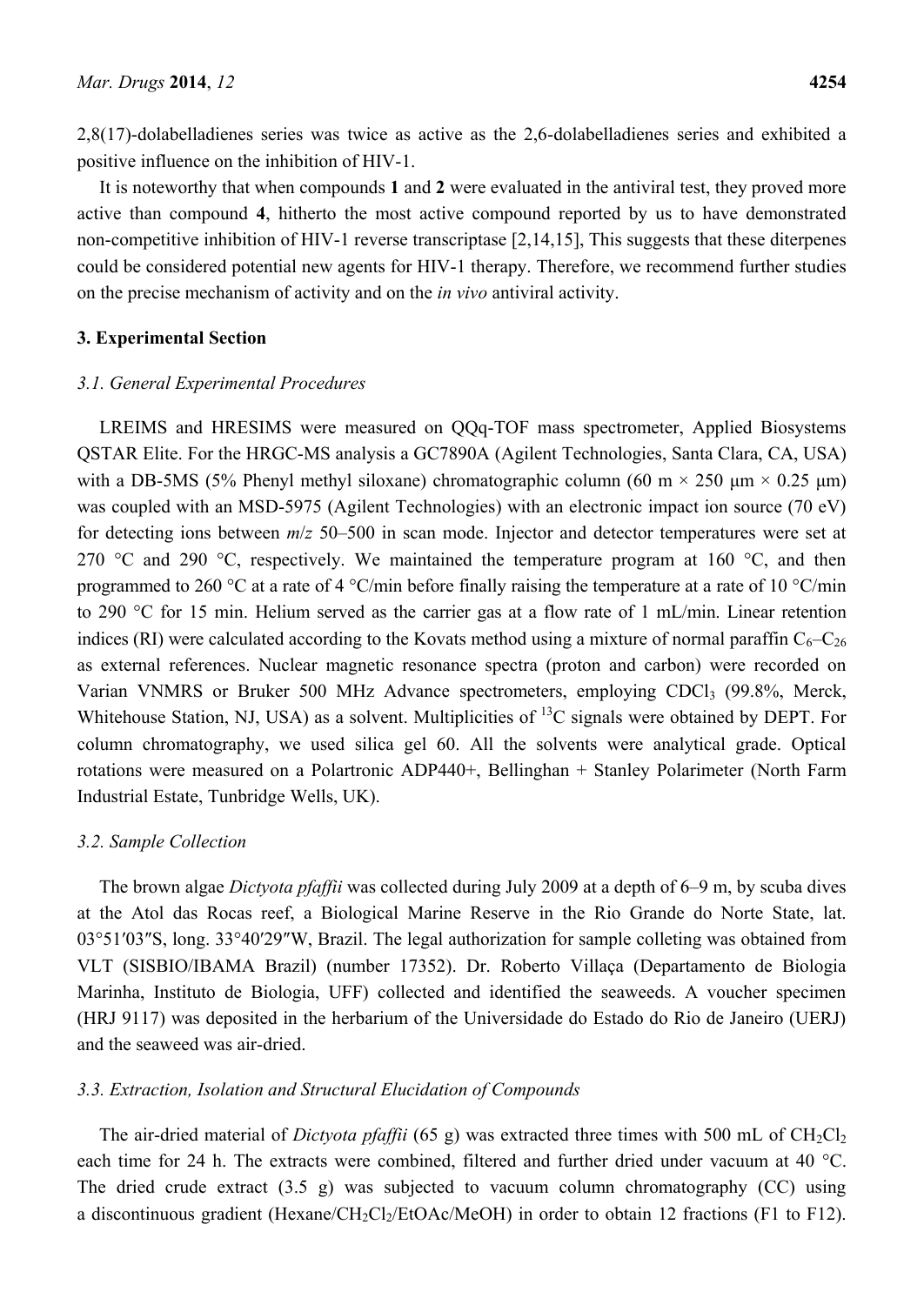2,8(17)-dolabelladienes series was twice as active as the 2,6-dolabelladienes series and exhibited a positive influence on the inhibition of HIV-1.

It is noteworthy that when compounds **1** and **2** were evaluated in the antiviral test, they proved more active than compound **4**, hitherto the most active compound reported by us to have demonstrated non-competitive inhibition of HIV-1 reverse transcriptase [2,14,15], This suggests that these diterpenes could be considered potential new agents for HIV-1 therapy. Therefore, we recommend further studies on the precise mechanism of activity and on the *in vivo* antiviral activity.

## 3. Experimental Section

### *3.1. General Experimental Procedures*

LREIMS and HRESIMS were measured on QQq-TOF mass spectrometer, Applied Biosystems QSTAR Elite. For the HRGC-MS analysis a GC7890A (Agilent Technologies, Santa Clara, CA, USA) with a DB-5MS (5% Phenyl methyl siloxane) chromatographic column (60 m × 250 μm × 0.25 μm) was coupled with an MSD-5975 (Agilent Technologies) with an electronic impact ion source (70 eV) for detecting ions between *m*/*z* 50–500 in scan mode. Injector and detector temperatures were set at 270 °C and 290 °C, respectively. We maintained the temperature program at 160 °C, and then programmed to 260 °C at a rate of 4 °C/min before finally raising the temperature at a rate of 10 °C/min to 290 °C for 15 min. Helium served as the carrier gas at a flow rate of 1 mL/min. Linear retention indices (RI) were calculated according to the Kovats method using a mixture of normal paraffin $C_6$–$C_{26}$ as external references. Nuclear magnetic resonance spectra (proton and carbon) were recorded on Varian VNMRS or Bruker 500 MHz Advance spectrometers, employing $CDCl_3$ (99.8%, Merck, Whitehouse Station, NJ, USA) as a solvent. Multiplicities of $^{13}C$ signals were obtained by DEPT. For column chromatography, we used silica gel 60. All the solvents were analytical grade. Optical rotations were measured on a Polartronic ADP440+, Bellinghan + Stanley Polarimeter (North Farm Industrial Estate, Tunbridge Wells, UK).

### *3.2. Sample Collection*

The brown algae *Dictyota pfaffii* was collected during July 2009 at a depth of 6–9 m, by scuba dives at the Atol das Rocas reef, a Biological Marine Reserve in the Rio Grande do Norte State, lat. 03°51′03″S, long. 33°40′29″W, Brazil. The legal authorization for sample colleting was obtained from VLT (SISBIO/IBAMA Brazil) (number 17352). Dr. Roberto Villaça (Departamento de Biologia Marinha, Instituto de Biologia, UFF) collected and identified the seaweeds. A voucher specimen (HRJ 9117) was deposited in the herbarium of the Universidade do Estado do Rio de Janeiro (UERJ) and the seaweed was air-dried.

### *3.3. Extraction, Isolation and Structural Elucidation of Compounds*

The air-dried material of *Dictyota pfaffii* (65 g) was extracted three times with 500 mL of $CH_2Cl_2$ each time for 24 h. The extracts were combined, filtered and further dried under vacuum at 40 °C. The dried crude extract (3.5 g) was subjected to vacuum column chromatography (CC) using a discontinuous gradient (Hexane/$CH_2Cl_2$/EtOAc/MeOH) in order to obtain 12 fractions (F1 to F12).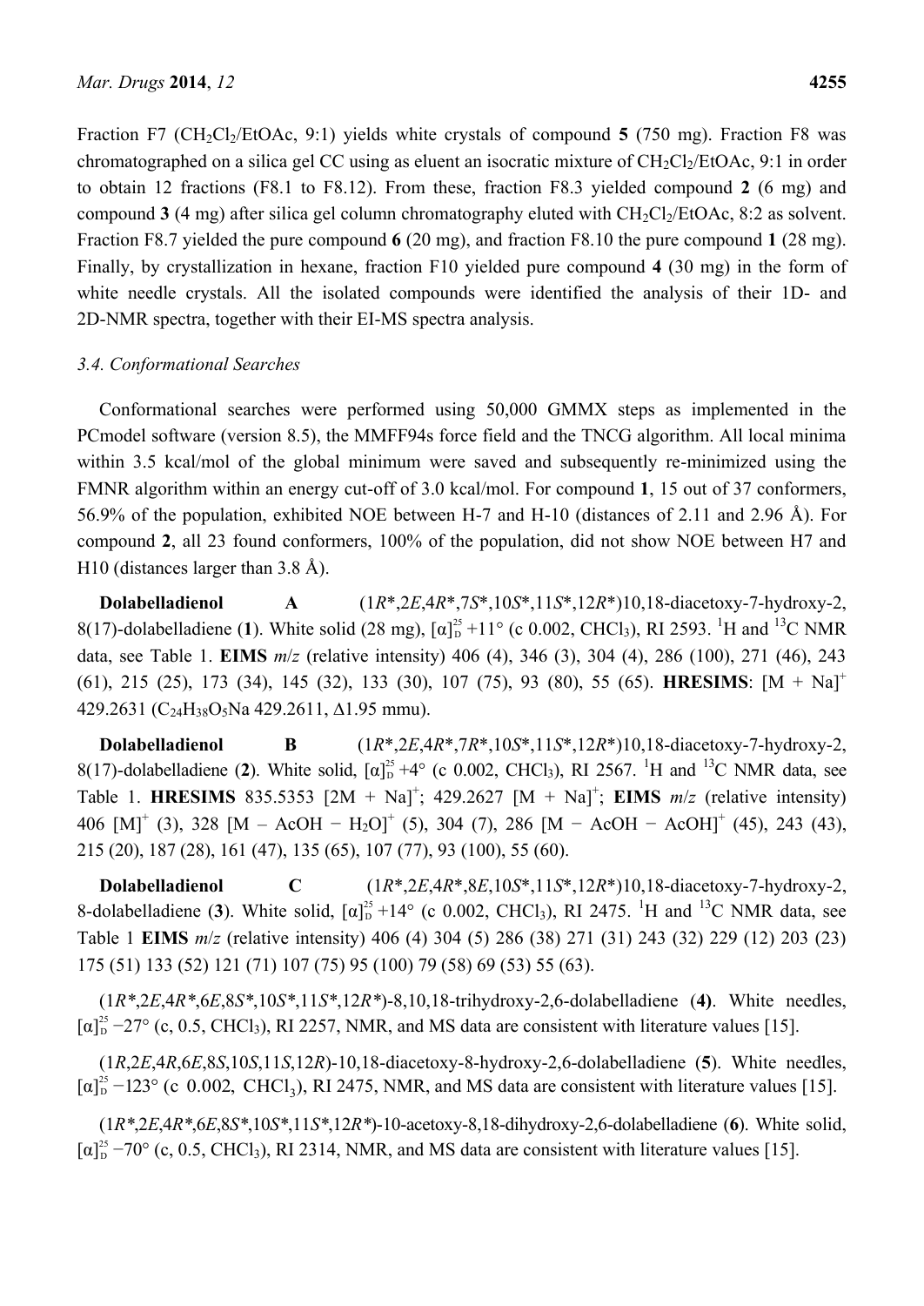Fraction F7 ($CH_2Cl_2$/EtOAc, 9:1) yields white crystals of compound **5** (750 mg). Fraction F8 was chromatographed on a silica gel CC using as eluent an isocratic mixture of $CH_2Cl_2$/EtOAc, 9:1 in order to obtain 12 fractions (F8.1 to F8.12). From these, fraction F8.3 yielded compound **2** (6 mg) and compound **3** (4 mg) after silica gel column chromatography eluted with $CH_2Cl_2$/EtOAc, 8:2 as solvent. Fraction F8.7 yielded the pure compound **6** (20 mg), and fraction F8.10 the pure compound **1** (28 mg). Finally, by crystallization in hexane, fraction F10 yielded pure compound **4** (30 mg) in the form of white needle crystals. All the isolated compounds were identified the analysis of their 1D- and 2D-NMR spectra, together with their EI-MS spectra analysis.

### *3.4. Conformational Searches*

Conformational searches were performed using 50,000 GMMX steps as implemented in the PCmodel software (version 8.5), the MMFF94s force field and the TNCG algorithm. All local minima within 3.5 kcal/mol of the global minimum were saved and subsequently re-minimized using the FMNR algorithm within an energy cut-off of 3.0 kcal/mol. For compound **1**, 15 out of 37 conformers, 56.9% of the population, exhibited NOE between H-7 and H-10 (distances of 2.11 and 2.96 Å). For compound **2**, all 23 found conformers, 100% of the population, did not show NOE between H7 and H10 (distances larger than 3.8 Å).

**Dolabelladienol A** (1*R*\*,2*E*,4*R*\*,7*S*\*,10*S*\*,11*S*\*,12*R*\*)10,18-diacetoxy-7-hydroxy-2, 8(17)-dolabelladiene (**1**). White solid (28 mg), $[\alpha]_D^{25}$ +11° (c 0.002, $CHCl_3$), RI 2593. $^1H$ and $^{13}C$ NMR data, see Table 1. **EIMS** *m*/*z* (relative intensity) 406 (4), 346 (3), 304 (4), 286 (100), 271 (46), 243 (61), 215 (25), 173 (34), 145 (32), 133 (30), 107 (75), 93 (80), 55 (65). **HRESIMS**: $[M + Na]^+$ 429.2631 ($C_{24}H_{38}O_5Na$ 429.2611, Δ1.95 mmu).

**Dolabelladienol B** (1*R*\*,2*E*,4*R*\*,7*R*\*,10*S*\*,11*S*\*,12*R*\*)10,18-diacetoxy-7-hydroxy-2, 8(17)-dolabelladiene (**2**). White solid, $[\alpha]_D^{25}$ +4° (c 0.002, $CHCl_3$), RI 2567. $^1H$ and $^{13}C$ NMR data, see Table 1. **HRESIMS** 835.5353 $[2M + Na]^+$; 429.2627 $[M + Na]^+$; **EIMS** *m*/*z* (relative intensity) 406 $[M]^+$ (3), 328 $[M – AcOH − H_2O]^+$ (5), 304 (7), 286 $[M − AcOH − AcOH]^+$ (45), 243 (43), 215 (20), 187 (28), 161 (47), 135 (65), 107 (77), 93 (100), 55 (60).

**Dolabelladienol C** (1*R*\*,2*E*,4*R*\*,8*E*,10*S*\*,11*S*\*,12*R*\*)10,18-diacetoxy-7-hydroxy-2, 8-dolabelladiene (**3**). White solid, $[\alpha]_D^{25}$ +14° (c 0.002, $CHCl_3$), RI 2475. $^1H$ and $^{13}C$ NMR data, see Table 1 **EIMS** *m*/*z* (relative intensity) 406 (4) 304 (5) 286 (38) 271 (31) 243 (32) 229 (12) 203 (23) 175 (51) 133 (52) 121 (71) 107 (75) 95 (100) 79 (58) 69 (53) 55 (63).

(1*R*\*,2*E*,4*R*\*,6*E*,8*S*\*,10*S*\*,11*S*\*,12*R*\*)-8,10,18-trihydroxy-2,6-dolabelladiene (**4**). White needles, $[\alpha]_D^{25}$ −27° (c, 0.5, $CHCl_3$), RI 2257, NMR, and MS data are consistent with literature values [15].

(1*R*,2*E*,4*R*,6*E*,8*S*,10*S*,11*S*,12*R*)-10,18-diacetoxy-8-hydroxy-2,6-dolabelladiene (**5**). White needles, $[\alpha]_D^{25}$ −123° (c 0.002, $CHCl_3$), RI 2475, NMR, and MS data are consistent with literature values [15].

(1*R*\*,2*E*,4*R*\*,6*E*,8*S*\*,10*S*\*,11*S*\*,12*R*\*)-10-acetoxy-8,18-dihydroxy-2,6-dolabelladiene (**6**). White solid, $[\alpha]_D^{25}$ −70° (c, 0.5, $CHCl_3$), RI 2314, NMR, and MS data are consistent with literature values [15].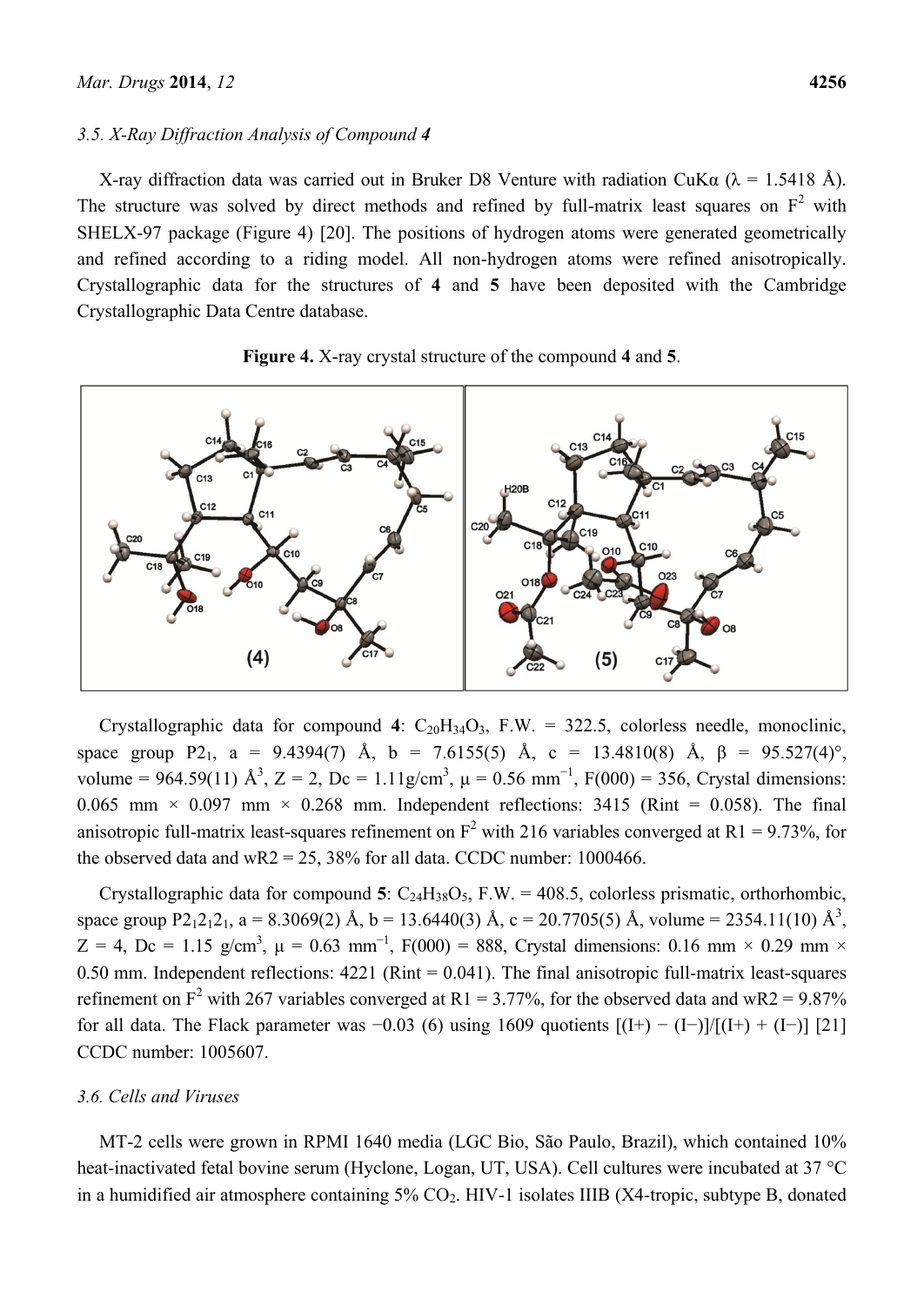### 3.5. X-Ray Diffraction Analysis of Compound 4

X-ray diffraction data was carried out in Bruker D8 Venture with radiation CuKα (λ = 1.5418 Å). The structure was solved by direct methods and refined by full-matrix least squares on $F^2$ with SHELX-97 package (Figure 4) [20]. The positions of hydrogen atoms were generated geometrically and refined according to a riding model. All non-hydrogen atoms were refined anisotropically. Crystallographic data for the structures of **4** and **5** have been deposited with the Cambridge Crystallographic Data Centre database.

**Figure 4.** X-ray crystal structure of the compound **4** and **5**.

(4)

(5)

Crystallographic data for compound **4**: $C_{20}H_{34}O_3$, F.W. = 322.5, colorless needle, monoclinic, space group $P2_1$, a = 9.4394(7) Å, b = 7.6155(5) Å, c = 13.4810(8) Å, β = 95.527(4)°, volume = 964.59(11) $Å^3$, Z = 2, Dc = 1.11g/$cm^3$, μ = 0.56 $mm^{-1}$, F(000) = 356, Crystal dimensions: 0.065 mm × 0.097 mm × 0.268 mm. Independent reflections: 3415 (Rint = 0.058). The final anisotropic full-matrix least-squares refinement on $F^2$ with 216 variables converged at R1 = 9.73%, for the observed data and wR2 = 25, 38% for all data. CCDC number: 1000466.

Crystallographic data for compound **5**: $C_{24}H_{38}O_5$, F.W. = 408.5, colorless prismatic, orthorhombic, space group $P2_12_12_1$, a = 8.3069(2) Å, b = 13.6440(3) Å, c = 20.7705(5) Å, volume = 2354.11(10) $Å^3$, Z = 4, Dc = 1.15 g/$cm^3$, μ = 0.63 $mm^{-1}$, F(000) = 888, Crystal dimensions: 0.16 mm × 0.29 mm × 0.50 mm. Independent reflections: 4221 (Rint = 0.041). The final anisotropic full-matrix least-squares refinement on $F^2$ with 267 variables converged at R1 = 3.77%, for the observed data and wR2 = 9.87% for all data. The Flack parameter was −0.03 (6) using 1609 quotients [(I+) − (I−)]/[(I+) + (I−)] [21] CCDC number: 1005607.

### 3.6. Cells and Viruses

MT-2 cells were grown in RPMI 1640 media (LGC Bio, São Paulo, Brazil), which contained 10% heat-inactivated fetal bovine serum (Hyclone, Logan, UT, USA). Cell cultures were incubated at 37 °C in a humidified air atmosphere containing 5% $CO_2$. HIV-1 isolates IIIB (X4-tropic, subtype B, donated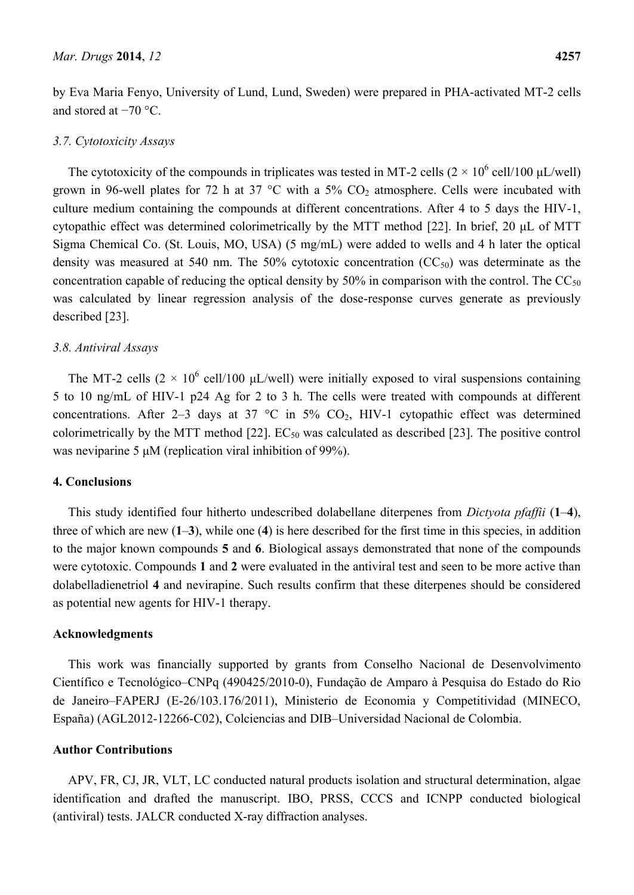by Eva Maria Fenyo, University of Lund, Lund, Sweden) were prepared in PHA-activated MT-2 cells and stored at −70 °C.

### *3.7. Cytotoxicity Assays*

The cytotoxicity of the compounds in triplicates was tested in MT-2 cells ($2 \times 10^6$ cell/100 μL/well) grown in 96-well plates for 72 h at 37 °C with a 5% $CO_2$ atmosphere. Cells were incubated with culture medium containing the compounds at different concentrations. After 4 to 5 days the HIV-1, cytopathic effect was determined colorimetrically by the MTT method [22]. In brief, 20 μL of MTT Sigma Chemical Co. (St. Louis, MO, USA) (5 mg/mL) were added to wells and 4 h later the optical density was measured at 540 nm. The 50% cytotoxic concentration ($CC_{50}$) was determinate as the concentration capable of reducing the optical density by 50% in comparison with the control. The $CC_{50}$ was calculated by linear regression analysis of the dose-response curves generate as previously described [23].

### *3.8. Antiviral Assays*

The MT-2 cells ($2 \times 10^6$ cell/100 μL/well) were initially exposed to viral suspensions containing 5 to 10 ng/mL of HIV-1 p24 Ag for 2 to 3 h. The cells were treated with compounds at different concentrations. After 2–3 days at 37 °C in 5% $CO_2$, HIV-1 cytopathic effect was determined colorimetrically by the MTT method [22]. $EC_{50}$ was calculated as described [23]. The positive control was neviparine 5 μM (replication viral inhibition of 99%).

## 4. Conclusions

This study identified four hitherto undescribed dolabellane diterpenes from *Dictyota pfaffii* (**1**–**4**), three of which are new (**1**–**3**), while one (**4**) is here described for the first time in this species, in addition to the major known compounds **5** and **6**. Biological assays demonstrated that none of the compounds were cytotoxic. Compounds **1** and **2** were evaluated in the antiviral test and seen to be more active than dolabelladienetriol **4** and nevirapine. Such results confirm that these diterpenes should be considered as potential new agents for HIV-1 therapy.

## Acknowledgments

This work was financially supported by grants from Conselho Nacional de Desenvolvimento Científico e Tecnológico–CNPq (490425/2010-0), Fundação de Amparo à Pesquisa do Estado do Rio de Janeiro–FAPERJ (E-26/103.176/2011), Ministerio de Economia y Competitividad (MINECO, España) (AGL2012-12266-C02), Colciencias and DIB–Universidad Nacional de Colombia.

## Author Contributions

APV, FR, CJ, JR, VLT, LC conducted natural products isolation and structural determination, algae identification and drafted the manuscript. IBO, PRSS, CCCS and ICNPP conducted biological (antiviral) tests. JALCR conducted X-ray diffraction analyses.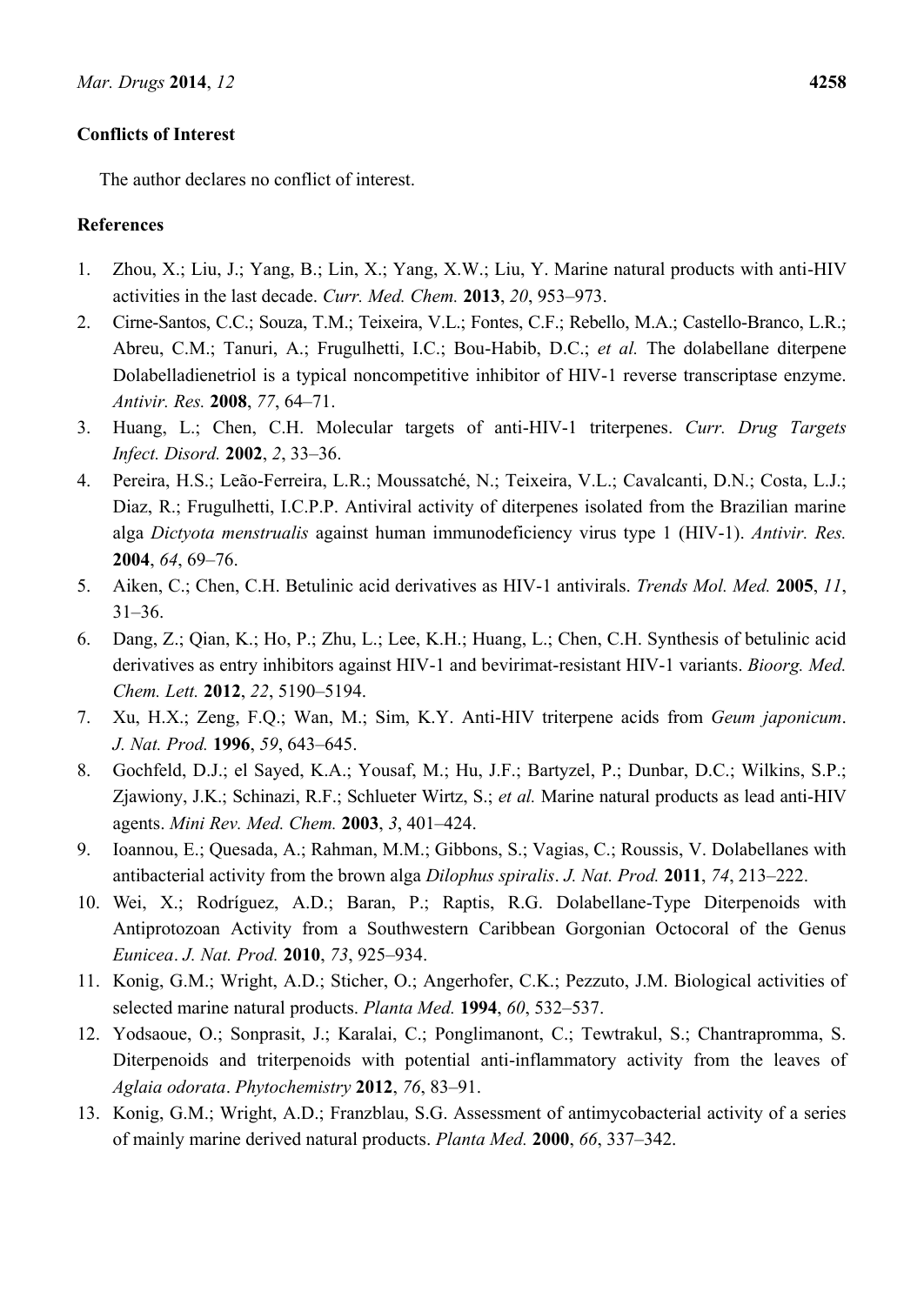**Conflicts of Interest**

The author declares no conflict of interest.

**References**

1. Zhou, X.; Liu, J.; Yang, B.; Lin, X.; Yang, X.W.; Liu, Y. Marine natural products with anti-HIV activities in the last decade. *Curr. Med. Chem.* **2013**, *20*, 953–973.
2. Cirne-Santos, C.C.; Souza, T.M.; Teixeira, V.L.; Fontes, C.F.; Rebello, M.A.; Castello-Branco, L.R.; Abreu, C.M.; Tanuri, A.; Frugulhetti, I.C.; Bou-Habib, D.C.; *et al.* The dolabellane diterpene Dolabelladienetriol is a typical noncompetitive inhibitor of HIV-1 reverse transcriptase enzyme. *Antivir. Res.* **2008**, *77*, 64–71.
3. Huang, L.; Chen, C.H. Molecular targets of anti-HIV-1 triterpenes. *Curr. Drug Targets Infect. Disord.* **2002**, *2*, 33–36.
4. Pereira, H.S.; Leão-Ferreira, L.R.; Moussatché, N.; Teixeira, V.L.; Cavalcanti, D.N.; Costa, L.J.; Diaz, R.; Frugulhetti, I.C.P.P. Antiviral activity of diterpenes isolated from the Brazilian marine alga *Dictyota menstrualis* against human immunodeficiency virus type 1 (HIV-1). *Antivir. Res.* **2004**, *64*, 69–76.
5. Aiken, C.; Chen, C.H. Betulinic acid derivatives as HIV-1 antivirals. *Trends Mol. Med.* **2005**, *11*, 31–36.
6. Dang, Z.; Qian, K.; Ho, P.; Zhu, L.; Lee, K.H.; Huang, L.; Chen, C.H. Synthesis of betulinic acid derivatives as entry inhibitors against HIV-1 and bevirimat-resistant HIV-1 variants. *Bioorg. Med. Chem. Lett.* **2012**, *22*, 5190–5194.
7. Xu, H.X.; Zeng, F.Q.; Wan, M.; Sim, K.Y. Anti-HIV triterpene acids from *Geum japonicum*. *J. Nat. Prod.* **1996**, *59*, 643–645.
8. Gochfeld, D.J.; el Sayed, K.A.; Yousaf, M.; Hu, J.F.; Bartyzel, P.; Dunbar, D.C.; Wilkins, S.P.; Zjawiony, J.K.; Schinazi, R.F.; Schlueter Wirtz, S.; *et al.* Marine natural products as lead anti-HIV agents. *Mini Rev. Med. Chem.* **2003**, *3*, 401–424.
9. Ioannou, E.; Quesada, A.; Rahman, M.M.; Gibbons, S.; Vagias, C.; Roussis, V. Dolabellanes with antibacterial activity from the brown alga *Dilophus spiralis*. *J. Nat. Prod.* **2011**, *74*, 213–222.
10. Wei, X.; Rodríguez, A.D.; Baran, P.; Raptis, R.G. Dolabellane-Type Diterpenoids with Antiprotozoan Activity from a Southwestern Caribbean Gorgonian Octocoral of the Genus *Eunicea*. *J. Nat. Prod.* **2010**, *73*, 925–934.
11. Konig, G.M.; Wright, A.D.; Sticher, O.; Angerhofer, C.K.; Pezzuto, J.M. Biological activities of selected marine natural products. *Planta Med.* **1994**, *60*, 532–537.
12. Yodsaoue, O.; Sonprasit, J.; Karalai, C.; Ponglimanont, C.; Tewtrakul, S.; Chantrapromma, S. Diterpenoids and triterpenoids with potential anti-inflammatory activity from the leaves of *Aglaia odorata*. *Phytochemistry* **2012**, *76*, 83–91.
13. Konig, G.M.; Wright, A.D.; Franzblau, S.G. Assessment of antimycobacterial activity of a series of mainly marine derived natural products. *Planta Med.* **2000**, *66*, 337–342.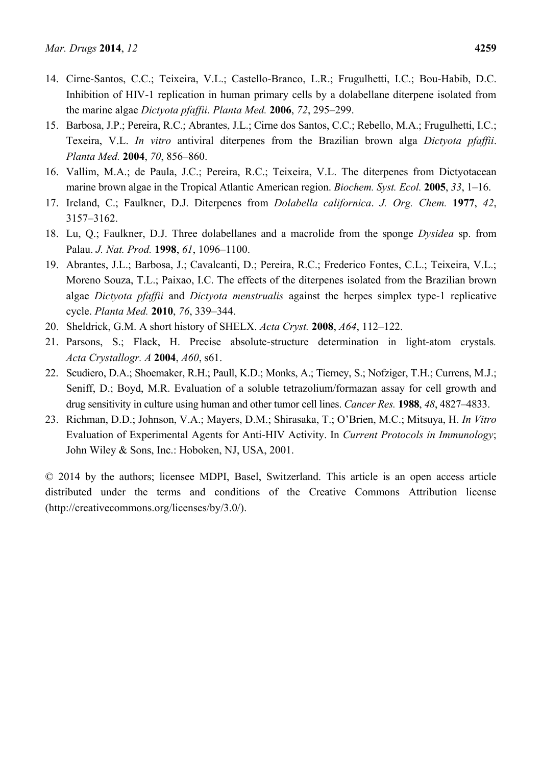14. Cirne-Santos, C.C.; Teixeira, V.L.; Castello-Branco, L.R.; Frugulhetti, I.C.; Bou-Habib, D.C. Inhibition of HIV-1 replication in human primary cells by a dolabellane diterpene isolated from the marine algae *Dictyota pfaffii*. *Planta Med.* **2006**, *72*, 295–299.
15. Barbosa, J.P.; Pereira, R.C.; Abrantes, J.L.; Cirne dos Santos, C.C.; Rebello, M.A.; Frugulhetti, I.C.; Texeira, V.L. *In vitro* antiviral diterpenes from the Brazilian brown alga *Dictyota pfaffii*. *Planta Med.* **2004**, *70*, 856–860.
16. Vallim, M.A.; de Paula, J.C.; Pereira, R.C.; Teixeira, V.L. The diterpenes from Dictyotacean marine brown algae in the Tropical Atlantic American region. *Biochem. Syst. Ecol.* **2005**, *33*, 1–16.
17. Ireland, C.; Faulkner, D.J. Diterpenes from *Dolabella californica*. *J. Org. Chem.* **1977**, *42*, 3157–3162.
18. Lu, Q.; Faulkner, D.J. Three dolabellanes and a macrolide from the sponge *Dysidea* sp. from Palau. *J. Nat. Prod.* **1998**, *61*, 1096–1100.
19. Abrantes, J.L.; Barbosa, J.; Cavalcanti, D.; Pereira, R.C.; Frederico Fontes, C.L.; Teixeira, V.L.; Moreno Souza, T.L.; Paixao, I.C. The effects of the diterpenes isolated from the Brazilian brown algae *Dictyota pfaffii* and *Dictyota menstrualis* against the herpes simplex type-1 replicative cycle. *Planta Med.* **2010**, *76*, 339–344.
20. Sheldrick, G.M. A short history of SHELX. *Acta Cryst.* **2008**, *A64*, 112–122.
21. Parsons, S.; Flack, H. Precise absolute-structure determination in light-atom crystals. *Acta Crystallogr. A* **2004**, *A60*, s61.
22. Scudiero, D.A.; Shoemaker, R.H.; Paull, K.D.; Monks, A.; Tierney, S.; Nofziger, T.H.; Currens, M.J.; Seniff, D.; Boyd, M.R. Evaluation of a soluble tetrazolium/formazan assay for cell growth and drug sensitivity in culture using human and other tumor cell lines. *Cancer Res.* **1988**, *48*, 4827–4833.
23. Richman, D.D.; Johnson, V.A.; Mayers, D.M.; Shirasaka, T.; O'Brien, M.C.; Mitsuya, H. *In Vitro* Evaluation of Experimental Agents for Anti-HIV Activity. In *Current Protocols in Immunology*; John Wiley & Sons, Inc.: Hoboken, NJ, USA, 2001.

© 2014 by the authors; licensee MDPI, Basel, Switzerland. This article is an open access article distributed under the terms and conditions of the Creative Commons Attribution license (http://creativecommons.org/licenses/by/3.0/).